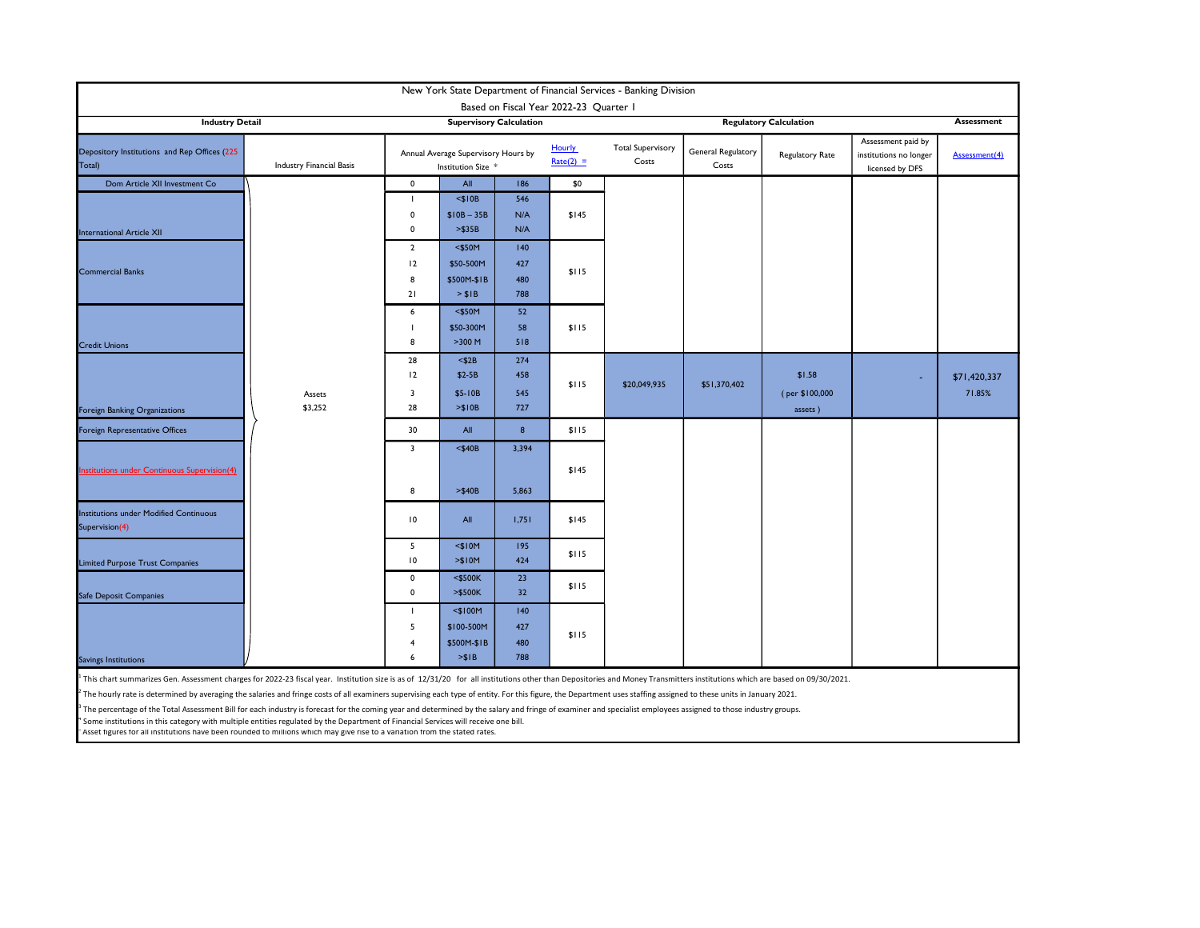# New York State Department of Financial Services - Banking Division

Based on Fiscal Year 2022-23 Quarter 1

| Industry Detail | | Supervisory Calculation | | | | | Regulatory Calculation | | | | Assessment |
|---|---|---|---|---|---|---|---|---|---|---|---|
| Depository Institutions and Rep Offices (225 Total) | Industry Financial Basis | Annual Average Supervisory Hours by Institution Size * | | | Hourly Rate(2) = | Total Supervisory Costs | General Regulatory Costs | Regulatory Rate | Assessment paid by institutions no longer licensed by DFS | Assessment(4) |
| Dom Article XII Investment Co | Assets $3,252 | 0 | All | 186 | $0 | | | | | |
| International Article XII | | 1 | <$10B | 546 | $145 | | | | | |
| | | 0 | $10B – 35B | N/A | | | | | | |
| | | 0 | >$35B | N/A | | | | | | |
| Commercial Banks | | 2 | <$50M | 140 | $115 | | | | | |
| | | 12 | $50-500M | 427 | | | | | | |
| | | 8 | $500M-$1B | 480 | | | | | | |
| | | 21 | > $1B | 788 | | | | | | |
| Credit Unions | | 6 | <$50M | 52 | $115 | | | | | |
| | | 1 | $50-300M | 58 | | | | | | |
| | | 8 | >300 M | 518 | | | | | | |
| Foreign Banking Organizations | | 28 | <$2B | 274 | $115 | $20,049,935 | $51,370,402 | $1.58 (per $100,000 assets) | - | $71,420,337 71.85% |
| | | 12 | $2-5B | 458 | | | | | | |
| | | 3 | $5-10B | 545 | | | | | | |
| | | 28 | >$10B | 727 | | | | | | |
| Foreign Representative Offices | | 30 | All | 8 | $115 | | | | | |
| Institutions under Continuous Supervision(4) | | 3 | <$40B | 3,394 | $145 | | | | | |
| | | 8 | >$40B | 5,863 | | | | | | |
| Institutions under Modified Continuous Supervision(4) | | 10 | All | 1,751 | $145 | | | | | |
| Limited Purpose Trust Companies | | 5 | <$10M | 195 | $115 | | | | | |
| | | 10 | >$10M | 424 | | | | | | |
| Safe Deposit Companies | | 0 | <$500K | 23 | $115 | | | | | |
| | | 0 | >$500K | 32 | | | | | | |
| Savings Institutions | | 1 | <$100M | 140 | $115 | | | | | |
| | | 5 | $100-500M | 427 | | | | | | |
| | | 4 | $500M-$1B | 480 | | | | | | |
| | | 6 | >$1B | 788 | | | | | | |

[1] This chart summarizes Gen. Assessment charges for 2022-23 fiscal year. Institution size is as of 12/31/20 for all institutions other than Depositories and Money Transmitters institutions which are based on 09/30/2021.

[2] The hourly rate is determined by averaging the salaries and fringe costs of all examiners supervising each type of entity. For this figure, the Department uses staffing assigned to these units in January 2021.

[3] The percentage of the Total Assessment Bill for each industry is forecast for the coming year and determined by the salary and fringe of examiner and specialist employees assigned to those industry groups.

[4] Some institutions in this category with multiple entities regulated by the Department of Financial Services will receive one bill.

* Asset figures for all institutions have been rounded to millions which may give rise to a variation from the stated rates.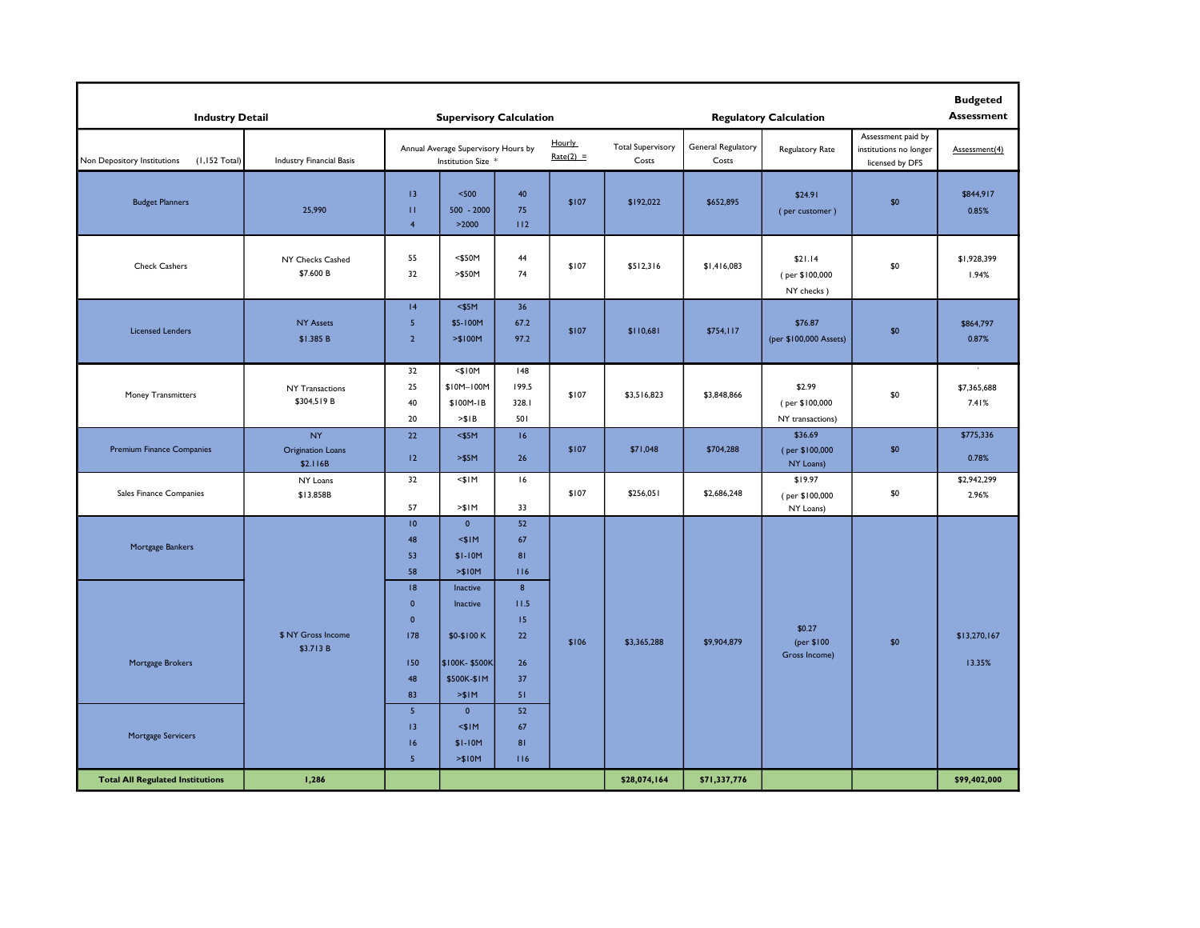| Industry Detail | | Supervisory Calculation | | | | | Regulatory Calculation | | | Budgeted Assessment |
|---|---|---|---|---|---|---|---|---|---|---|
| Non Depository Institutions (1,152 Total) | Industry Financial Basis | Annual Average Supervisory Hours by Institution Size * | | | Hourly Rate(2) = | Total Supervisory Costs | General Regulatory Costs | Regulatory Rate | Assessment paid by institutions no longer licensed by DFS | Assessment(4) |
| Budget Planners | 25,990 | 13<br>11<br>4 | <500<br>500 - 2000<br>>2000 | 40<br>75<br>112 | $107 | $192,022 | $652,895 | $24.91<br>( per customer ) | $0 | $844,917<br>0.85% |
| Check Cashers | NY Checks Cashed<br>$7.600 B | 55<br>32 | <$50M<br>>$50M | 44<br>74 | $107 | $512,316 | $1,416,083 | $21.14<br>( per $100,000 NY checks ) | $0 | $1,928,399<br>1.94% |
| Licensed Lenders | NY Assets<br>$1.385 B | 14<br>5<br>2 | <$5M<br>$5-100M<br>>$100M | 36<br>67.2<br>97.2 | $107 | $110,681 | $754,117 | $76.87<br>(per $100,000 Assets) | $0 | $864,797<br>0.87% |
| Money Transmitters | NY Transactions<br>$304,519 B | 32<br>25<br>40<br>20 | <$10M<br>$10M–100M<br>$100M-1B<br>>$1B | 148<br>199.5<br>328.1<br>501 | $107 | $3,516,823 | $3,848,866 | $2.99<br>( per $100,000 NY transactions) | $0 | $7,365,688<br>7.41% |
| Premium Finance Companies | NY Origination Loans<br>$2.116B | 22<br>12 | <$5M<br>>$5M | 16<br>26 | $107 | $71,048 | $704,288 | $36.69<br>( per $100,000 NY Loans) | $0 | $775,336<br>0.78% |
| Sales Finance Companies | NY Loans<br>$13.858B | 32<br>57 | <$1M<br>>$1M | 16<br>33 | $107 | $256,051 | $2,686,248 | $19.97<br>( per $100,000 NY Loans) | $0 | $2,942,299<br>2.96% |
| Mortgage Bankers | $ NY Gross Income<br>$3.713 B | 10<br>48<br>53<br>58 | 0<br><$1M<br>$1-10M<br>>$10M | 52<br>67<br>81<br>116 | $106 | $3,365,288 | $9,904,879 | $0.27<br>(per $100 Gross Income) | $0 | $13,270,167<br>13.35% |
| Mortgage Brokers | | 18<br>0<br>0<br>178<br>150<br>48<br>83 | Inactive<br>Inactive<br><br>$0-$100 K<br>$100K- $500K<br>$500K-$1M<br>>$1M | 8<br>11.5<br>15<br>22<br>26<br>37<br>51 | | | | | | |
| Mortgage Servicers | | 5<br>13<br>16<br>5 | 0<br><$1M<br>$1-10M<br>>$10M | 52<br>67<br>81<br>116 | | | | | | |
| **Total All Regulated Institutions** | **1,286** | | | | | **$28,074,164** | **$71,337,776** | | | **$99,402,000** |